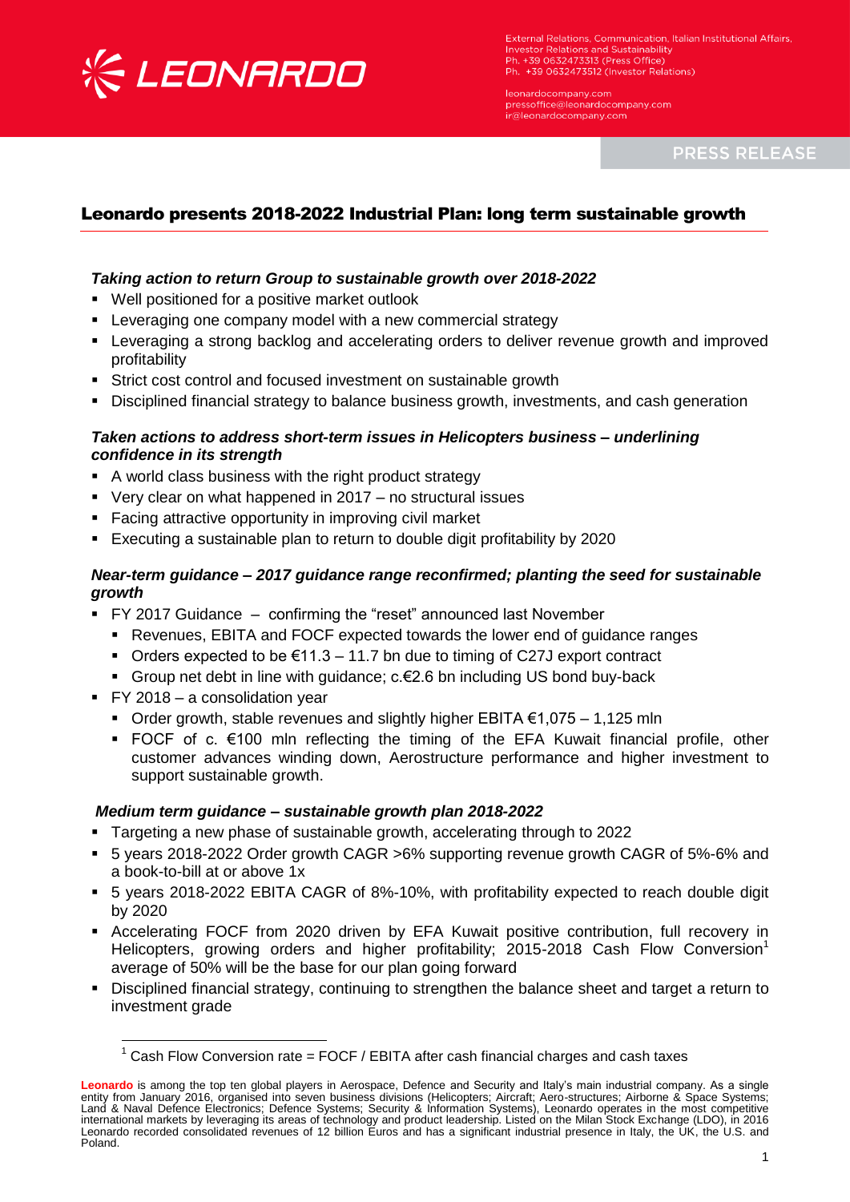External Relations, Communication, Italian Institutional Affairs, Investor Relations and Sustainability
Ph. +39 0632473313 (Press Office)
Ph. +39 0632473512 (Investor Relations)

leonardocompany.com
pressoffice@leonardocompany.com
ir@leonardocompany.com

PRESS RELEASE

# Leonardo presents 2018-2022 Industrial Plan: long term sustainable growth

### *Taking action to return Group to sustainable growth over 2018-2022*

- Well positioned for a positive market outlook
- Leveraging one company model with a new commercial strategy
- Leveraging a strong backlog and accelerating orders to deliver revenue growth and improved profitability
- Strict cost control and focused investment on sustainable growth
- Disciplined financial strategy to balance business growth, investments, and cash generation

### *Taken actions to address short-term issues in Helicopters business – underlining confidence in its strength*

- A world class business with the right product strategy
- Very clear on what happened in 2017 – no structural issues
- Facing attractive opportunity in improving civil market
- Executing a sustainable plan to return to double digit profitability by 2020

### *Near-term guidance – 2017 guidance range reconfirmed; planting the seed for sustainable growth*

- FY 2017 Guidance – confirming the "reset" announced last November
  - Revenues, EBITA and FOCF expected towards the lower end of guidance ranges
  - Orders expected to be €11.3 – 11.7 bn due to timing of C27J export contract
  - Group net debt in line with guidance; c.€2.6 bn including US bond buy-back
- FY 2018 – a consolidation year
  - Order growth, stable revenues and slightly higher EBITA €1,075 – 1,125 mln
  - FOCF of c. €100 mln reflecting the timing of the EFA Kuwait financial profile, other customer advances winding down, Aerostructure performance and higher investment to support sustainable growth.

### *Medium term guidance – sustainable growth plan 2018-2022*

- Targeting a new phase of sustainable growth, accelerating through to 2022
- 5 years 2018-2022 Order growth CAGR >6% supporting revenue growth CAGR of 5%-6% and a book-to-bill at or above 1x
- 5 years 2018-2022 EBITA CAGR of 8%-10%, with profitability expected to reach double digit by 2020
- Accelerating FOCF from 2020 driven by EFA Kuwait positive contribution, full recovery in Helicopters, growing orders and higher profitability; 2015-2018 Cash Flow Conversion[1] average of 50% will be the base for our plan going forward
- Disciplined financial strategy, continuing to strengthen the balance sheet and target a return to investment grade

[1] Cash Flow Conversion rate = FOCF / EBITA after cash financial charges and cash taxes

**Leonardo** is among the top ten global players in Aerospace, Defence and Security and Italy's main industrial company. As a single entity from January 2016, organised into seven business divisions (Helicopters; Aircraft; Aero-structures; Airborne & Space Systems; Land & Naval Defence Electronics; Defence Systems; Security & Information Systems), Leonardo operates in the most competitive international markets by leveraging its areas of technology and product leadership. Listed on the Milan Stock Exchange (LDO), in 2016 Leonardo recorded consolidated revenues of 12 billion Euros and has a significant industrial presence in Italy, the UK, the U.S. and Poland.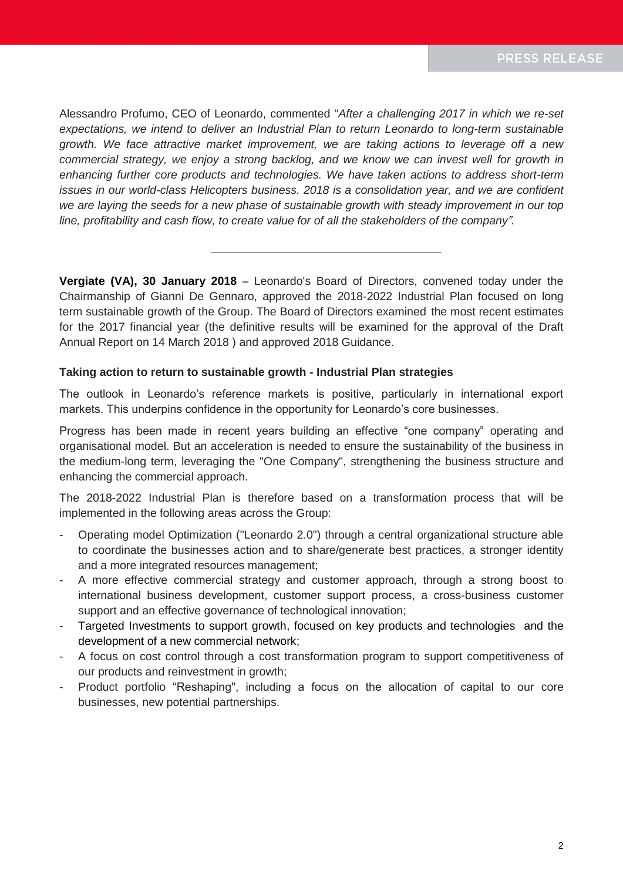Alessandro Profumo, CEO of Leonardo, commented "*After a challenging 2017 in which we re-set expectations, we intend to deliver an Industrial Plan to return Leonardo to long-term sustainable growth. We face attractive market improvement, we are taking actions to leverage off a new commercial strategy, we enjoy a strong backlog, and we know we can invest well for growth in enhancing further core products and technologies. We have taken actions to address short-term issues in our world-class Helicopters business. 2018 is a consolidation year, and we are confident we are laying the seeds for a new phase of sustainable growth with steady improvement in our top line, profitability and cash flow, to create value for of all the stakeholders of the company".*

---

**Vergiate (VA), 30 January 2018** – Leonardo's Board of Directors, convened today under the Chairmanship of Gianni De Gennaro, approved the 2018-2022 Industrial Plan focused on long term sustainable growth of the Group. The Board of Directors examined the most recent estimates for the 2017 financial year (the definitive results will be examined for the approval of the Draft Annual Report on 14 March 2018 ) and approved 2018 Guidance.

**Taking action to return to sustainable growth - Industrial Plan strategies**

The outlook in Leonardo's reference markets is positive, particularly in international export markets. This underpins confidence in the opportunity for Leonardo's core businesses.

Progress has been made in recent years building an effective "one company" operating and organisational model. But an acceleration is needed to ensure the sustainability of the business in the medium-long term, leveraging the "One Company", strengthening the business structure and enhancing the commercial approach.

The 2018-2022 Industrial Plan is therefore based on a transformation process that will be implemented in the following areas across the Group:

- Operating model Optimization ("Leonardo 2.0") through a central organizational structure able to coordinate the businesses action and to share/generate best practices, a stronger identity and a more integrated resources management;
- A more effective commercial strategy and customer approach, through a strong boost to international business development, customer support process, a cross-business customer support and an effective governance of technological innovation;
- Targeted Investments to support growth, focused on key products and technologies and the development of a new commercial network;
- A focus on cost control through a cost transformation program to support competitiveness of our products and reinvestment in growth;
- Product portfolio "Reshaping", including a focus on the allocation of capital to our core businesses, new potential partnerships.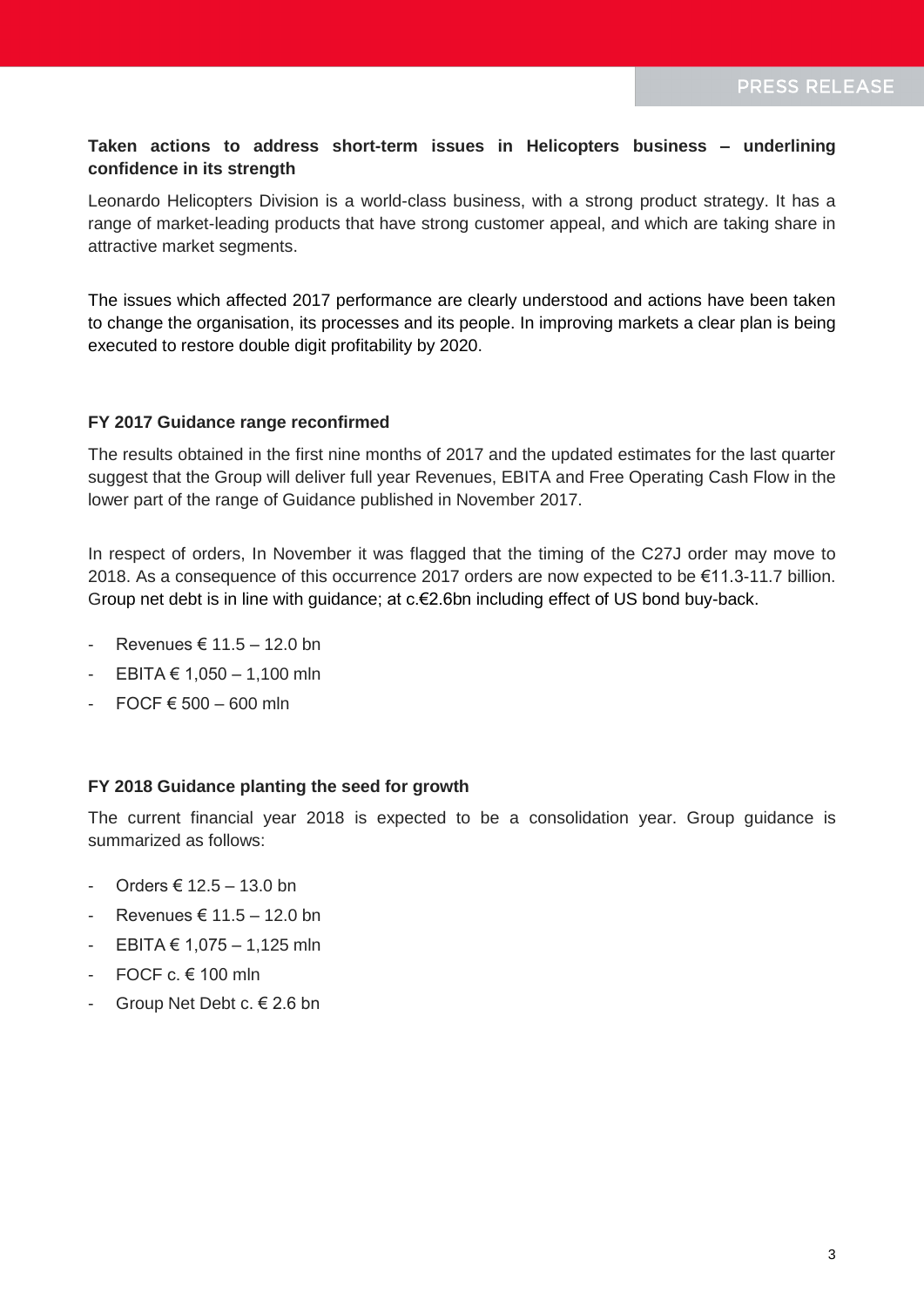**Taken actions to address short-term issues in Helicopters business – underlining confidence in its strength**

Leonardo Helicopters Division is a world-class business, with a strong product strategy. It has a range of market-leading products that have strong customer appeal, and which are taking share in attractive market segments.

The issues which affected 2017 performance are clearly understood and actions have been taken to change the organisation, its processes and its people. In improving markets a clear plan is being executed to restore double digit profitability by 2020.

**FY 2017 Guidance range reconfirmed**

The results obtained in the first nine months of 2017 and the updated estimates for the last quarter suggest that the Group will deliver full year Revenues, EBITA and Free Operating Cash Flow in the lower part of the range of Guidance published in November 2017.

In respect of orders, In November it was flagged that the timing of the C27J order may move to 2018. As a consequence of this occurrence 2017 orders are now expected to be €11.3-11.7 billion. Group net debt is in line with guidance; at c.€2.6bn including effect of US bond buy-back.

- Revenues € 11.5 – 12.0 bn
- EBITA € 1,050 – 1,100 mln
- FOCF € 500 – 600 mln

**FY 2018 Guidance planting the seed for growth**

The current financial year 2018 is expected to be a consolidation year. Group guidance is summarized as follows:

- Orders € 12.5 – 13.0 bn
- Revenues € 11.5 – 12.0 bn
- EBITA € 1,075 – 1,125 mln
- FOCF c. € 100 mln
- Group Net Debt c. € 2.6 bn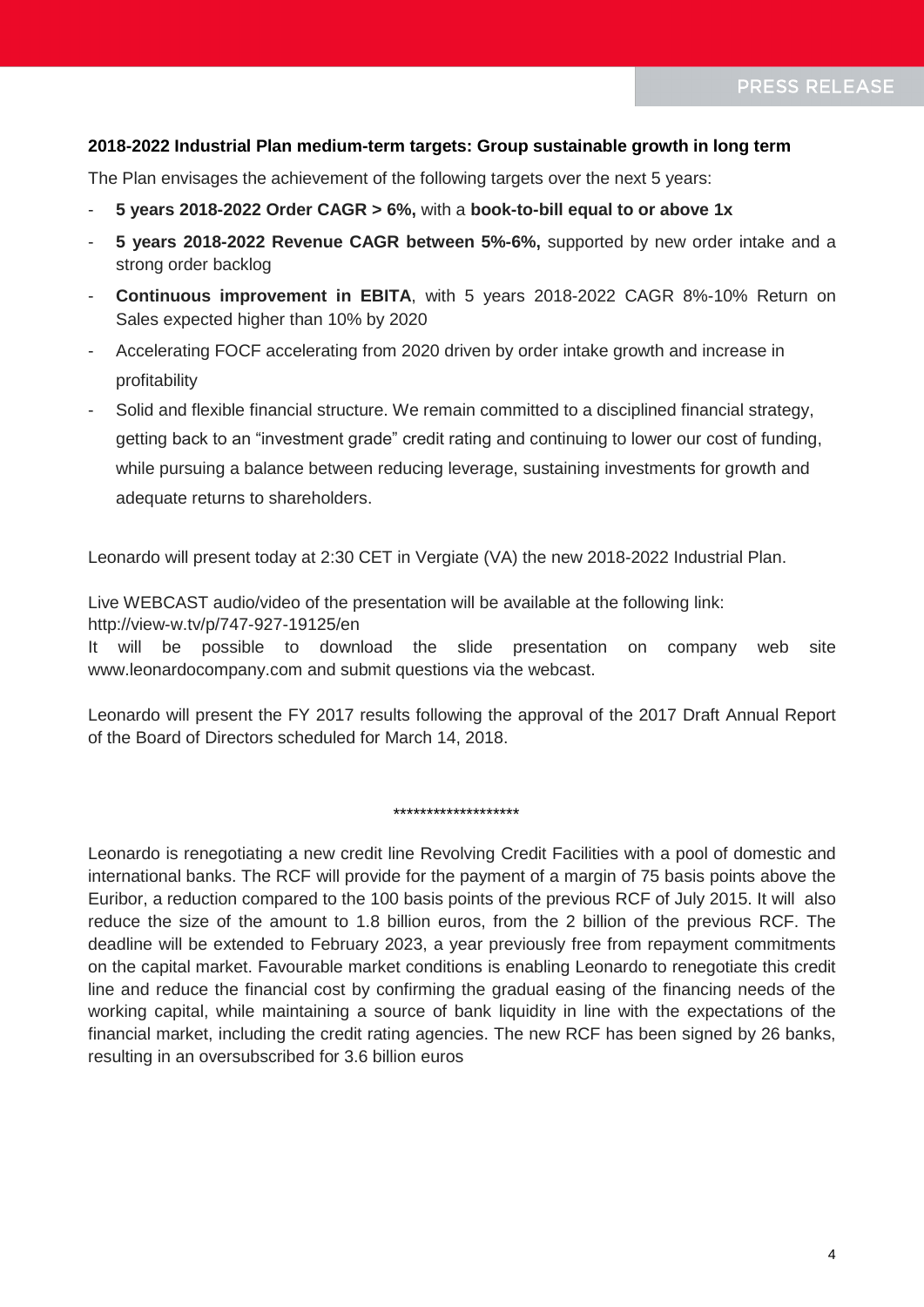**2018-2022 Industrial Plan medium-term targets: Group sustainable growth in long term**

The Plan envisages the achievement of the following targets over the next 5 years:

- **5 years 2018-2022 Order CAGR > 6%,** with a **book-to-bill equal to or above 1x**
- **5 years 2018-2022 Revenue CAGR between 5%-6%,** supported by new order intake and a strong order backlog
- **Continuous improvement in EBITA**, with 5 years 2018-2022 CAGR 8%-10% Return on Sales expected higher than 10% by 2020
- Accelerating FOCF accelerating from 2020 driven by order intake growth and increase in profitability
- Solid and flexible financial structure. We remain committed to a disciplined financial strategy, getting back to an "investment grade" credit rating and continuing to lower our cost of funding, while pursuing a balance between reducing leverage, sustaining investments for growth and adequate returns to shareholders.

Leonardo will present today at 2:30 CET in Vergiate (VA) the new 2018-2022 Industrial Plan.

Live WEBCAST audio/video of the presentation will be available at the following link:
http://view-w.tv/p/747-927-19125/en
It will be possible to download the slide presentation on company web site www.leonardocompany.com and submit questions via the webcast.

Leonardo will present the FY 2017 results following the approval of the 2017 Draft Annual Report of the Board of Directors scheduled for March 14, 2018.

*******************

Leonardo is renegotiating a new credit line Revolving Credit Facilities with a pool of domestic and international banks. The RCF will provide for the payment of a margin of 75 basis points above the Euribor, a reduction compared to the 100 basis points of the previous RCF of July 2015. It will also reduce the size of the amount to 1.8 billion euros, from the 2 billion of the previous RCF. The deadline will be extended to February 2023, a year previously free from repayment commitments on the capital market. Favourable market conditions is enabling Leonardo to renegotiate this credit line and reduce the financial cost by confirming the gradual easing of the financing needs of the working capital, while maintaining a source of bank liquidity in line with the expectations of the financial market, including the credit rating agencies. The new RCF has been signed by 26 banks, resulting in an oversubscribed for 3.6 billion euros